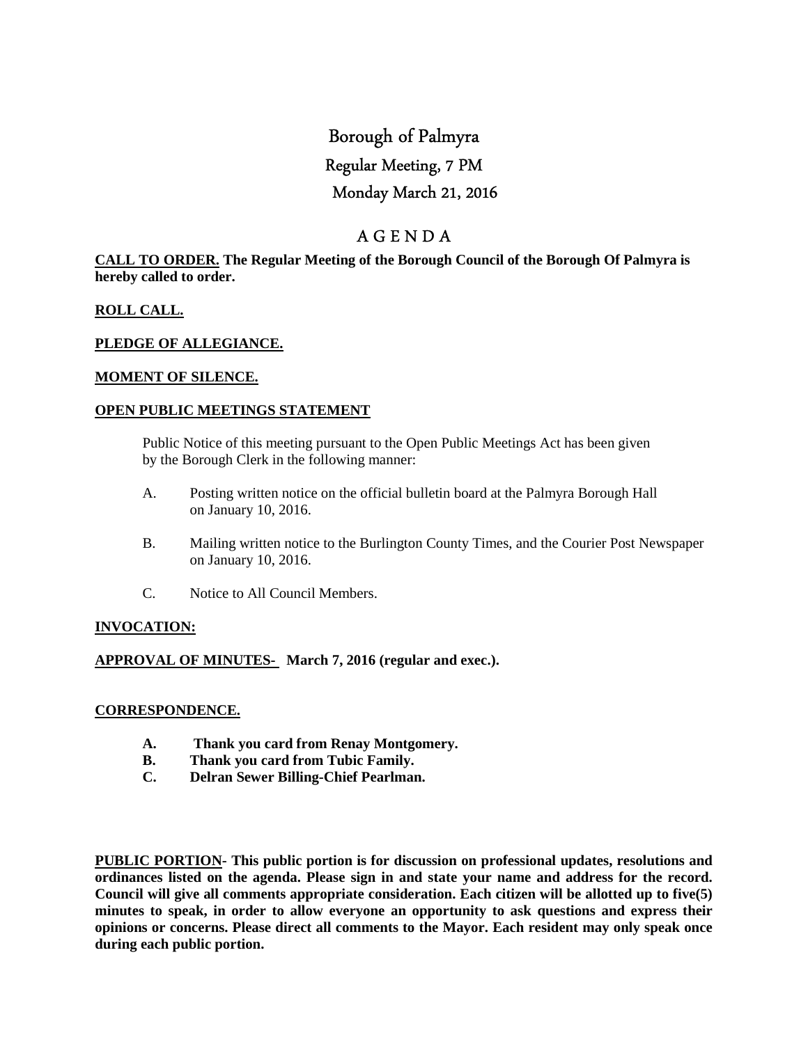# Borough of Palmyra

## Regular Meeting, 7 PM

## Monday March 21, 2016

## A G E N D A

**CALL TO ORDER. The Regular Meeting of the Borough Council of the Borough Of Palmyra is hereby called to order.**

**ROLL CALL.**

**PLEDGE OF ALLEGIANCE.**

**MOMENT OF SILENCE.**

**OPEN PUBLIC MEETINGS STATEMENT**

Public Notice of this meeting pursuant to the Open Public Meetings Act has been given by the Borough Clerk in the following manner:

A. Posting written notice on the official bulletin board at the Palmyra Borough Hall on January 10, 2016.

B. Mailing written notice to the Burlington County Times, and the Courier Post Newspaper on January 10, 2016.

C. Notice to All Council Members.

**INVOCATION:**

**APPROVAL OF MINUTES- March 7, 2016 (regular and exec.).**

**CORRESPONDENCE.**

**A. Thank you card from Renay Montgomery.**
**B. Thank you card from Tubic Family.**
**C. Delran Sewer Billing-Chief Pearlman.**

**PUBLIC PORTION- This public portion is for discussion on professional updates, resolutions and ordinances listed on the agenda. Please sign in and state your name and address for the record. Council will give all comments appropriate consideration. Each citizen will be allotted up to five(5) minutes to speak, in order to allow everyone an opportunity to ask questions and express their opinions or concerns. Please direct all comments to the Mayor. Each resident may only speak once during each public portion.**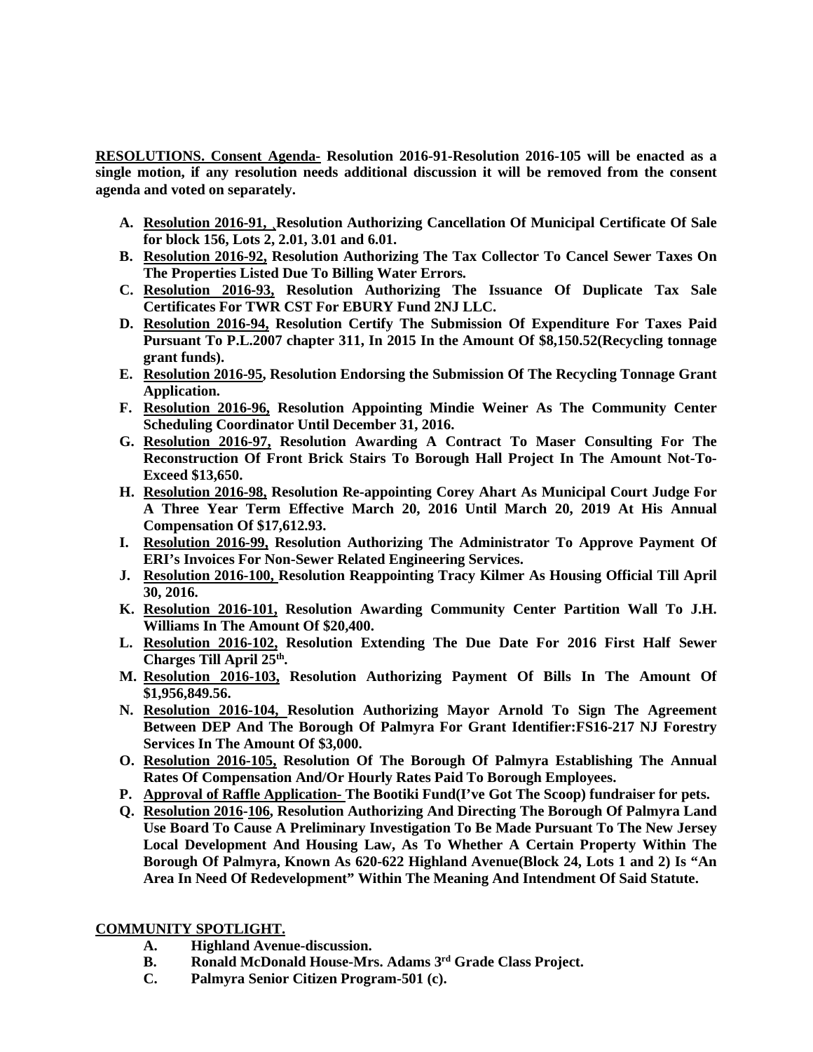**RESOLUTIONS. Consent Agenda- Resolution 2016-91-Resolution 2016-105 will be enacted as a single motion, if any resolution needs additional discussion it will be removed from the consent agenda and voted on separately.**

- **A. Resolution 2016-91, ,Resolution Authorizing Cancellation Of Municipal Certificate Of Sale for block 156, Lots 2, 2.01, 3.01 and 6.01.**
- **B. Resolution 2016-92, Resolution Authorizing The Tax Collector To Cancel Sewer Taxes On The Properties Listed Due To Billing Water Errors.**
- **C. Resolution 2016-93, Resolution Authorizing The Issuance Of Duplicate Tax Sale Certificates For TWR CST For EBURY Fund 2NJ LLC.**
- **D. Resolution 2016-94, Resolution Certify The Submission Of Expenditure For Taxes Paid Pursuant To P.L.2007 chapter 311, In 2015 In the Amount Of $8,150.52(Recycling tonnage grant funds).**
- **E. Resolution 2016-95, Resolution Endorsing the Submission Of The Recycling Tonnage Grant Application.**
- **F. Resolution 2016-96, Resolution Appointing Mindie Weiner As The Community Center Scheduling Coordinator Until December 31, 2016.**
- **G. Resolution 2016-97, Resolution Awarding A Contract To Maser Consulting For The Reconstruction Of Front Brick Stairs To Borough Hall Project In The Amount Not-To-Exceed $13,650.**
- **H. Resolution 2016-98, Resolution Re-appointing Corey Ahart As Municipal Court Judge For A Three Year Term Effective March 20, 2016 Until March 20, 2019 At His Annual Compensation Of $17,612.93.**
- **I. Resolution 2016-99, Resolution Authorizing The Administrator To Approve Payment Of ERI's Invoices For Non-Sewer Related Engineering Services.**
- **J. Resolution 2016-100, Resolution Reappointing Tracy Kilmer As Housing Official Till April 30, 2016.**
- **K. Resolution 2016-101, Resolution Awarding Community Center Partition Wall To J.H. Williams In The Amount Of $20,400.**
- **L. Resolution 2016-102, Resolution Extending The Due Date For 2016 First Half Sewer Charges Till April 25th.**
- **M. Resolution 2016-103, Resolution Authorizing Payment Of Bills In The Amount Of $1,956,849.56.**
- **N. Resolution 2016-104, Resolution Authorizing Mayor Arnold To Sign The Agreement Between DEP And The Borough Of Palmyra For Grant Identifier:FS16-217 NJ Forestry Services In The Amount Of $3,000.**
- **O. Resolution 2016-105, Resolution Of The Borough Of Palmyra Establishing The Annual Rates Of Compensation And/Or Hourly Rates Paid To Borough Employees.**
- **P. Approval of Raffle Application- The Bootiki Fund(I've Got The Scoop) fundraiser for pets.**
- **Q. Resolution 2016-106, Resolution Authorizing And Directing The Borough Of Palmyra Land Use Board To Cause A Preliminary Investigation To Be Made Pursuant To The New Jersey Local Development And Housing Law, As To Whether A Certain Property Within The Borough Of Palmyra, Known As 620-622 Highland Avenue(Block 24, Lots 1 and 2) Is "An Area In Need Of Redevelopment" Within The Meaning And Intendment Of Said Statute.**

**COMMUNITY SPOTLIGHT.**

- **A. Highland Avenue-discussion.**
- **B. Ronald McDonald House-Mrs. Adams 3rd Grade Class Project.**
- **C. Palmyra Senior Citizen Program-501 (c).**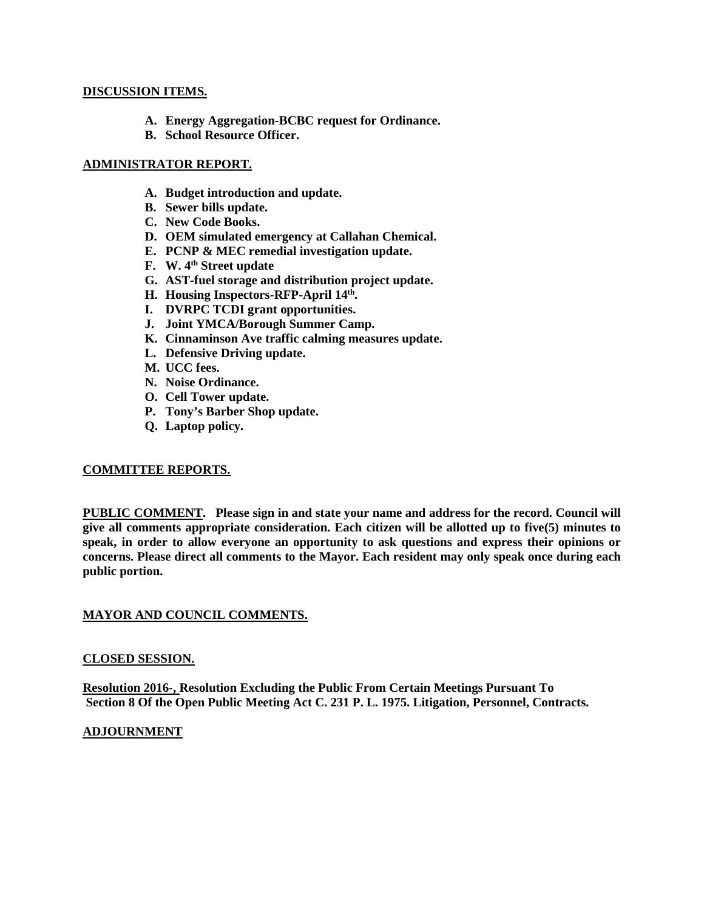**DISCUSSION ITEMS.**

- **A. Energy Aggregation-BCBC request for Ordinance.**
- **B. School Resource Officer.**

**ADMINISTRATOR REPORT.**

- **A. Budget introduction and update.**
- **B. Sewer bills update.**
- **C. New Code Books.**
- **D. OEM simulated emergency at Callahan Chemical.**
- **E. PCNP & MEC remedial investigation update.**
- **F. W. 4th Street update**
- **G. AST-fuel storage and distribution project update.**
- **H. Housing Inspectors-RFP-April 14th.**
- **I. DVRPC TCDI grant opportunities.**
- **J. Joint YMCA/Borough Summer Camp.**
- **K. Cinnaminson Ave traffic calming measures update.**
- **L. Defensive Driving update.**
- **M. UCC fees.**
- **N. Noise Ordinance.**
- **O. Cell Tower update.**
- **P. Tony's Barber Shop update.**
- **Q. Laptop policy.**

**COMMITTEE REPORTS.**

**PUBLIC COMMENT. Please sign in and state your name and address for the record. Council will give all comments appropriate consideration. Each citizen will be allotted up to five(5) minutes to speak, in order to allow everyone an opportunity to ask questions and express their opinions or concerns. Please direct all comments to the Mayor. Each resident may only speak once during each public portion.**

**MAYOR AND COUNCIL COMMENTS.**

**CLOSED SESSION.**

**Resolution 2016-, Resolution Excluding the Public From Certain Meetings Pursuant To Section 8 Of the Open Public Meeting Act C. 231 P. L. 1975. Litigation, Personnel, Contracts.**

**ADJOURNMENT**